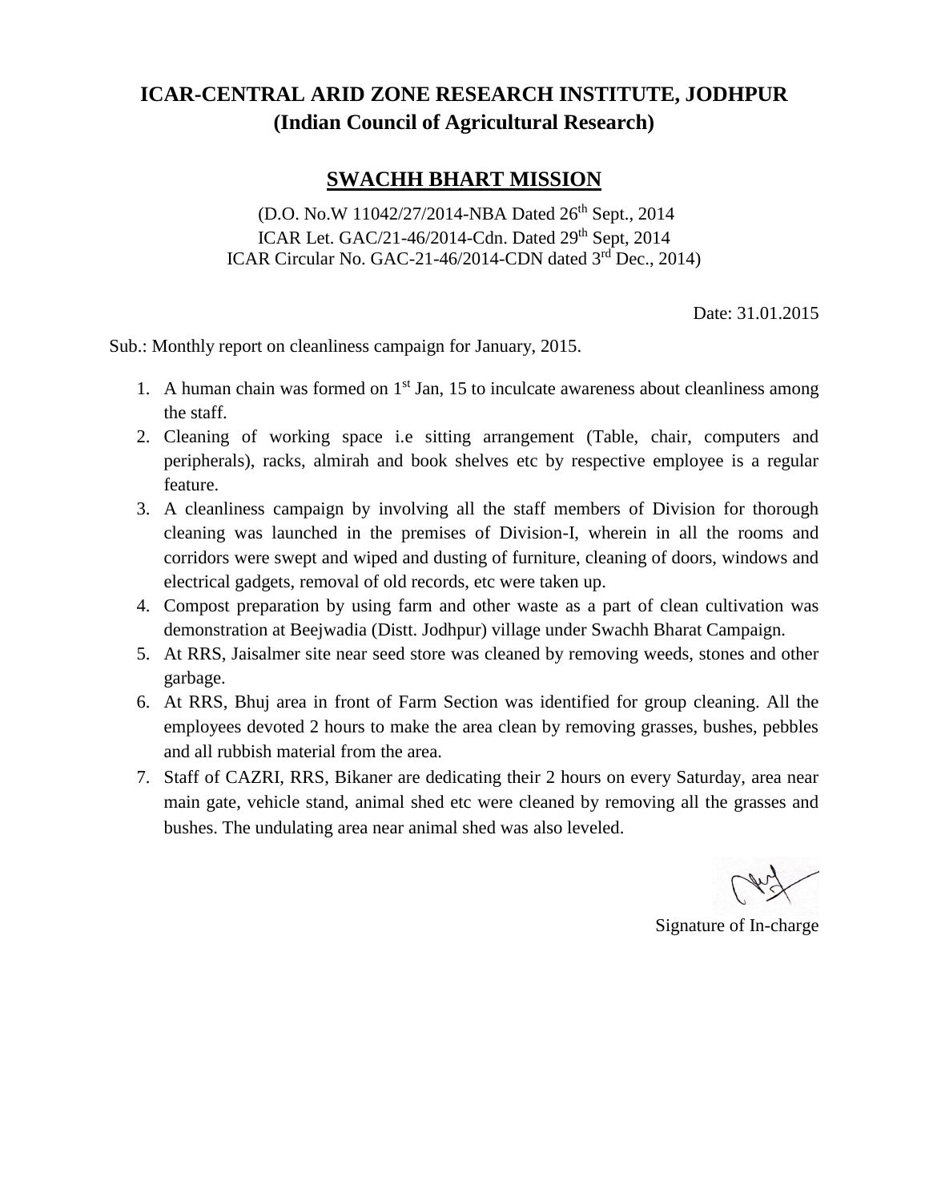# ICAR-CENTRAL ARID ZONE RESEARCH INSTITUTE, JODHPUR
## (Indian Council of Agricultural Research)

## SWACHH BHART MISSION

(D.O. No.W 11042/27/2014-NBA Dated 26th Sept., 2014
ICAR Let. GAC/21-46/2014-Cdn. Dated 29th Sept, 2014
ICAR Circular No. GAC-21-46/2014-CDN dated 3rd Dec., 2014)

Date: 31.01.2015

Sub.: Monthly report on cleanliness campaign for January, 2015.

1. A human chain was formed on 1st Jan, 15 to inculcate awareness about cleanliness among the staff.
2. Cleaning of working space i.e sitting arrangement (Table, chair, computers and peripherals), racks, almirah and book shelves etc by respective employee is a regular feature.
3. A cleanliness campaign by involving all the staff members of Division for thorough cleaning was launched in the premises of Division-I, wherein in all the rooms and corridors were swept and wiped and dusting of furniture, cleaning of doors, windows and electrical gadgets, removal of old records, etc were taken up.
4. Compost preparation by using farm and other waste as a part of clean cultivation was demonstration at Beejwadia (Distt. Jodhpur) village under Swachh Bharat Campaign.
5. At RRS, Jaisalmer site near seed store was cleaned by removing weeds, stones and other garbage.
6. At RRS, Bhuj area in front of Farm Section was identified for group cleaning. All the employees devoted 2 hours to make the area clean by removing grasses, bushes, pebbles and all rubbish material from the area.
7. Staff of CAZRI, RRS, Bikaner are dedicating their 2 hours on every Saturday, area near main gate, vehicle stand, animal shed etc were cleaned by removing all the grasses and bushes. The undulating area near animal shed was also leveled.

Signature of In-charge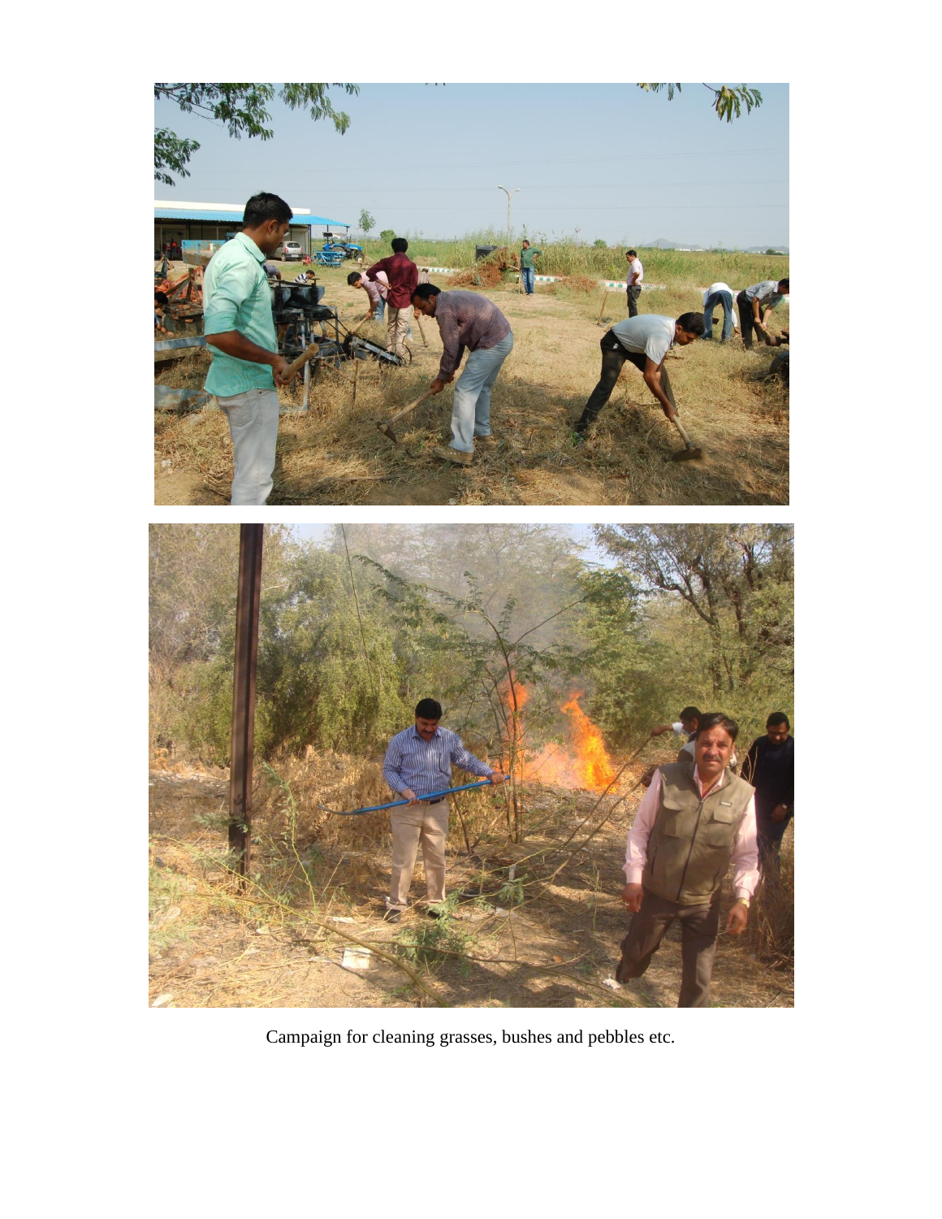Campaign for cleaning grasses, bushes and pebbles etc.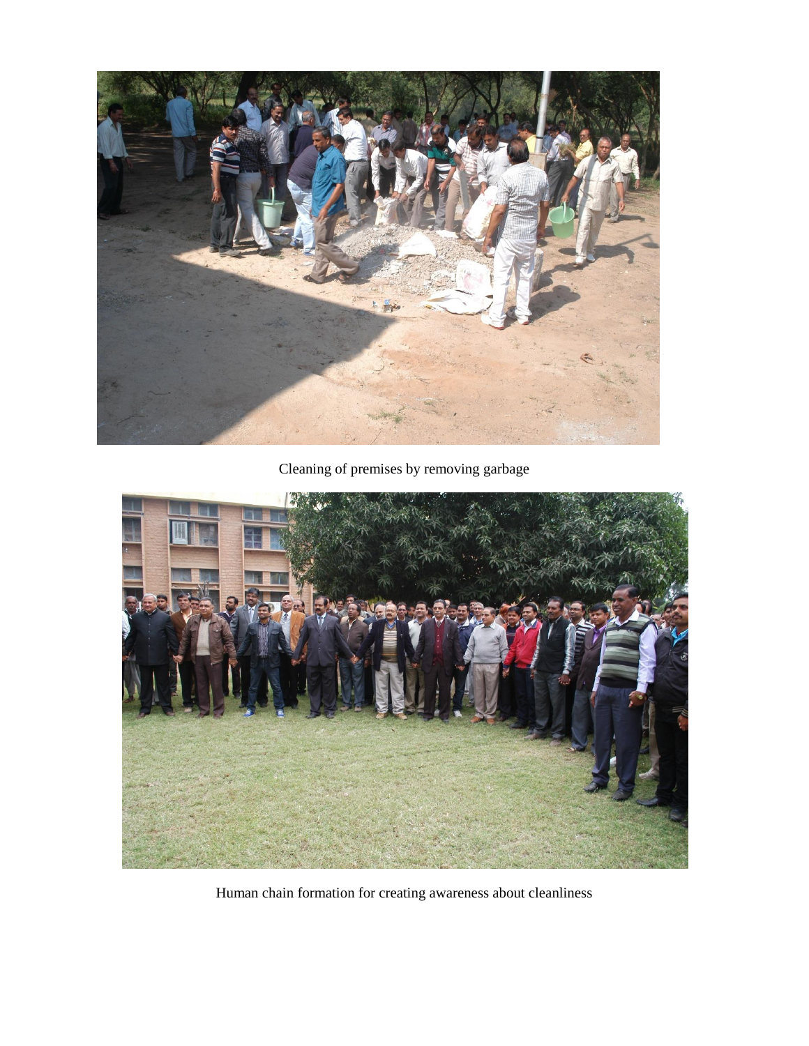Cleaning of premises by removing garbage

Human chain formation for creating awareness about cleanliness